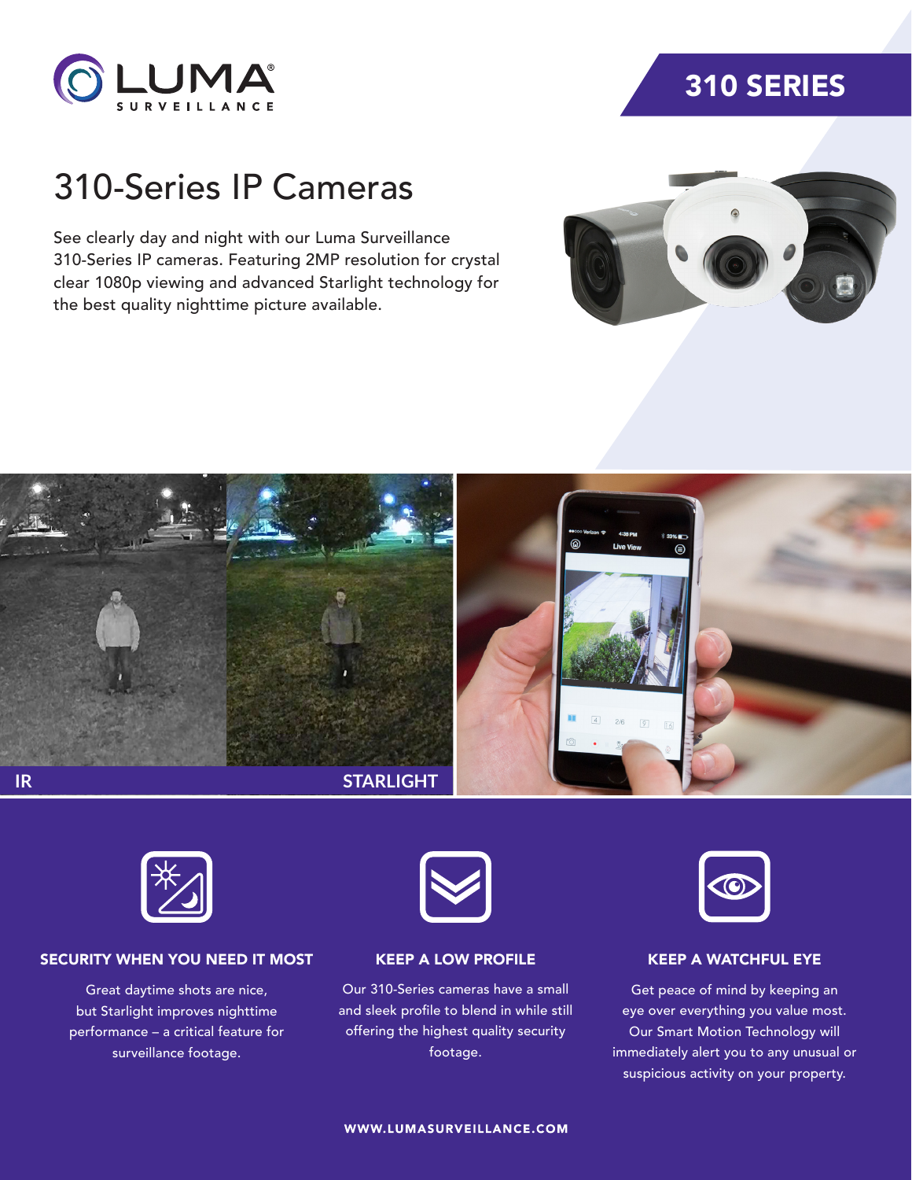LUMA SURVEILLANCE

310 SERIES

# 310-Series IP Cameras

See clearly day and night with our Luma Surveillance 310-Series IP cameras. Featuring 2MP resolution for crystal clear 1080p viewing and advanced Starlight technology for the best quality nighttime picture available.

IR

STARLIGHT

### SECURITY WHEN YOU NEED IT MOST

Great daytime shots are nice, but Starlight improves nighttime performance – a critical feature for surveillance footage.

### KEEP A LOW PROFILE

Our 310-Series cameras have a small and sleek profile to blend in while still offering the highest quality security footage.

### KEEP A WATCHFUL EYE

Get peace of mind by keeping an eye over everything you value most. Our Smart Motion Technology will immediately alert you to any unusual or suspicious activity on your property.

WWW.LUMASURVEILLANCE.COM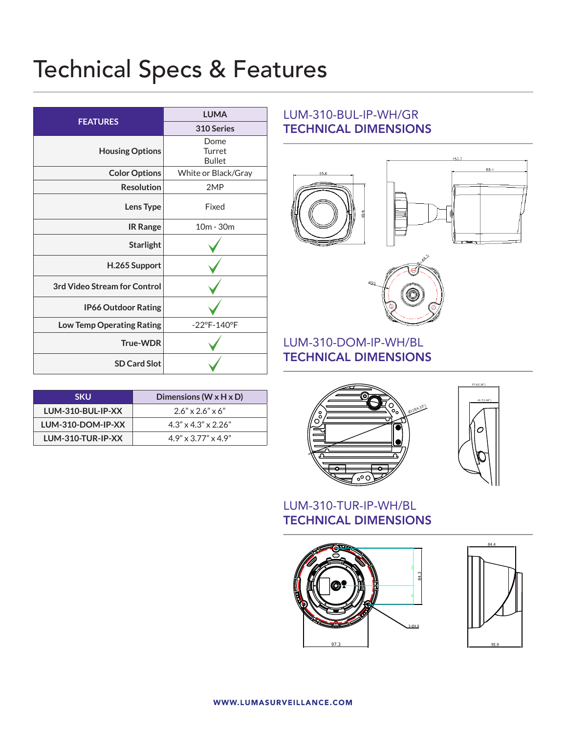# Technical Specs & Features

| FEATURES | LUMA |
|---|---|
| | 310 Series |
| Housing Options | Dome Turret Bullet |
| Color Options | White or Black/Gray |
| Resolution | 2MP |
| Lens Type | Fixed |
| IR Range | 10m - 30m |
| Starlight | ✓ |
| H.265 Support | ✓ |
| 3rd Video Stream for Control | ✓ |
| IP66 Outdoor Rating | ✓ |
| Low Temp Operating Rating | -22°F-140°F |
| True-WDR | ✓ |
| SD Card Slot | ✓ |

| SKU | Dimensions (W x H x D) |
|---|---|
| LUM-310-BUL-IP-XX | 2.6" x 2.6" x 6" |
| LUM-310-DOM-IP-XX | 4.3" x 4.3" x 2.26" |
| LUM-310-TUR-IP-XX | 4.9" x 3.77" x 4.9" |

## LUM-310-BUL-IP-WH/GR TECHNICAL DIMENSIONS

65.6
153.7
83.1
65.6

## LUM-310-DOM-IP-WH/BL TECHNICAL DIMENSIONS

Ø110(4.33")
57.4(2.26")
41.7(1.64")

## LUM-310-TUR-IP-WH/BL TECHNICAL DIMENSIONS

84.3
3-Ø4.8
97.3
84.4
95.9

WWW.LUMASURVEILLANCE.COM